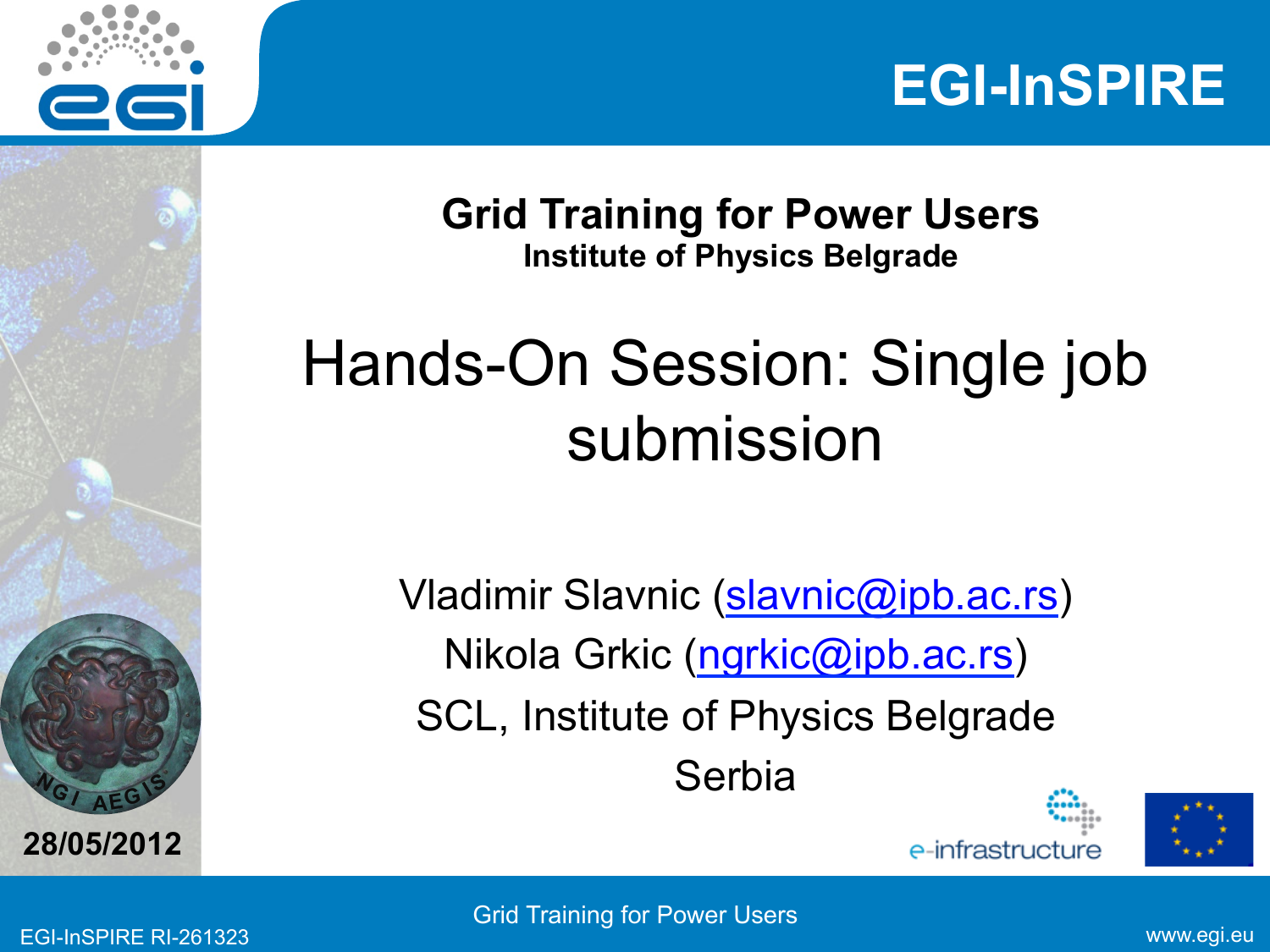# Grid Training for Power Users

**Institute of Physics Belgrade**

## Hands-On Session: Single job submission

Vladimir Slavnic (slavnic@ipb.ac.rs)

Nikola Grkic (ngrkic@ipb.ac.rs)

SCL, Institute of Physics Belgrade

Serbia

**28/05/2012**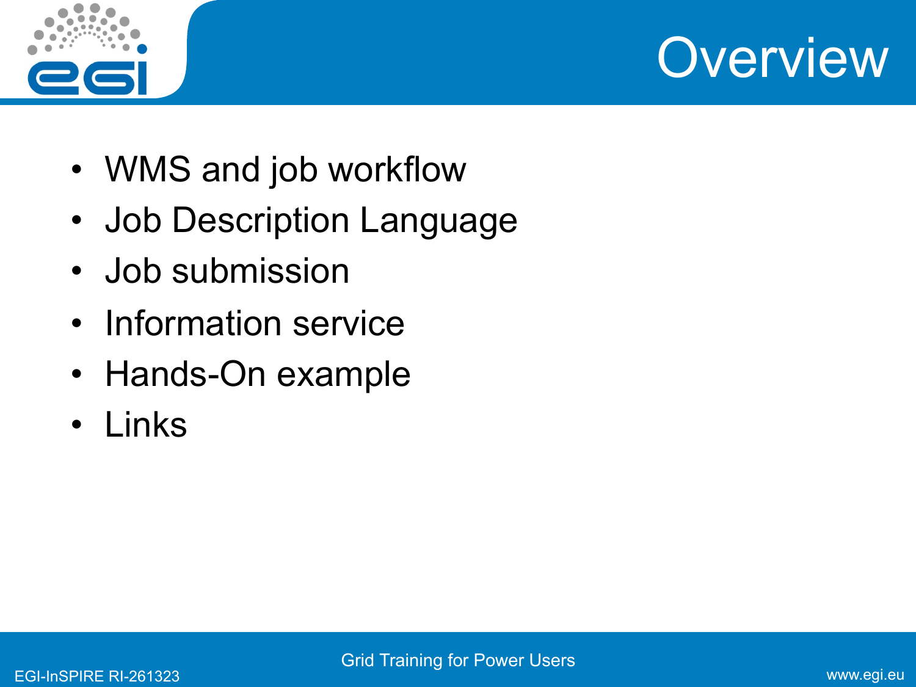# Overview

- WMS and job workflow
- Job Description Language
- Job submission
- Information service
- Hands-On example
- Links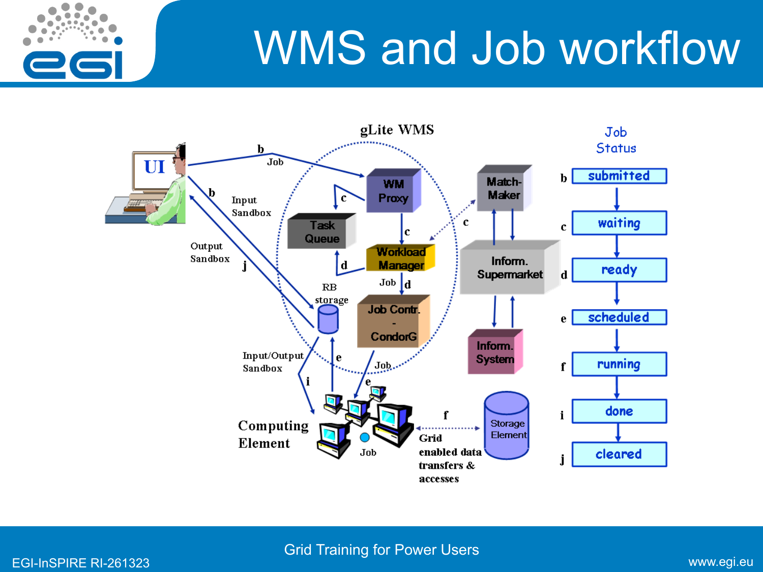# WMS and Job workflow

gLite WMS

UI

b Job

b Input Sandbox

Output Sandbox j

WM Proxy

c

Task Queue

c

Workload Manager

d

Job d

RB storage

Job Contr. - CondorG

Match-Maker

c

Inform. Supermarket

Inform. System

Input/Output Sandbox

e

i

Job

e

Computing Element

Job

f

Grid enabled data transfers & accesses

Storage Element

Job Status

b submitted

c waiting

d ready

e scheduled

f running

i done

j cleared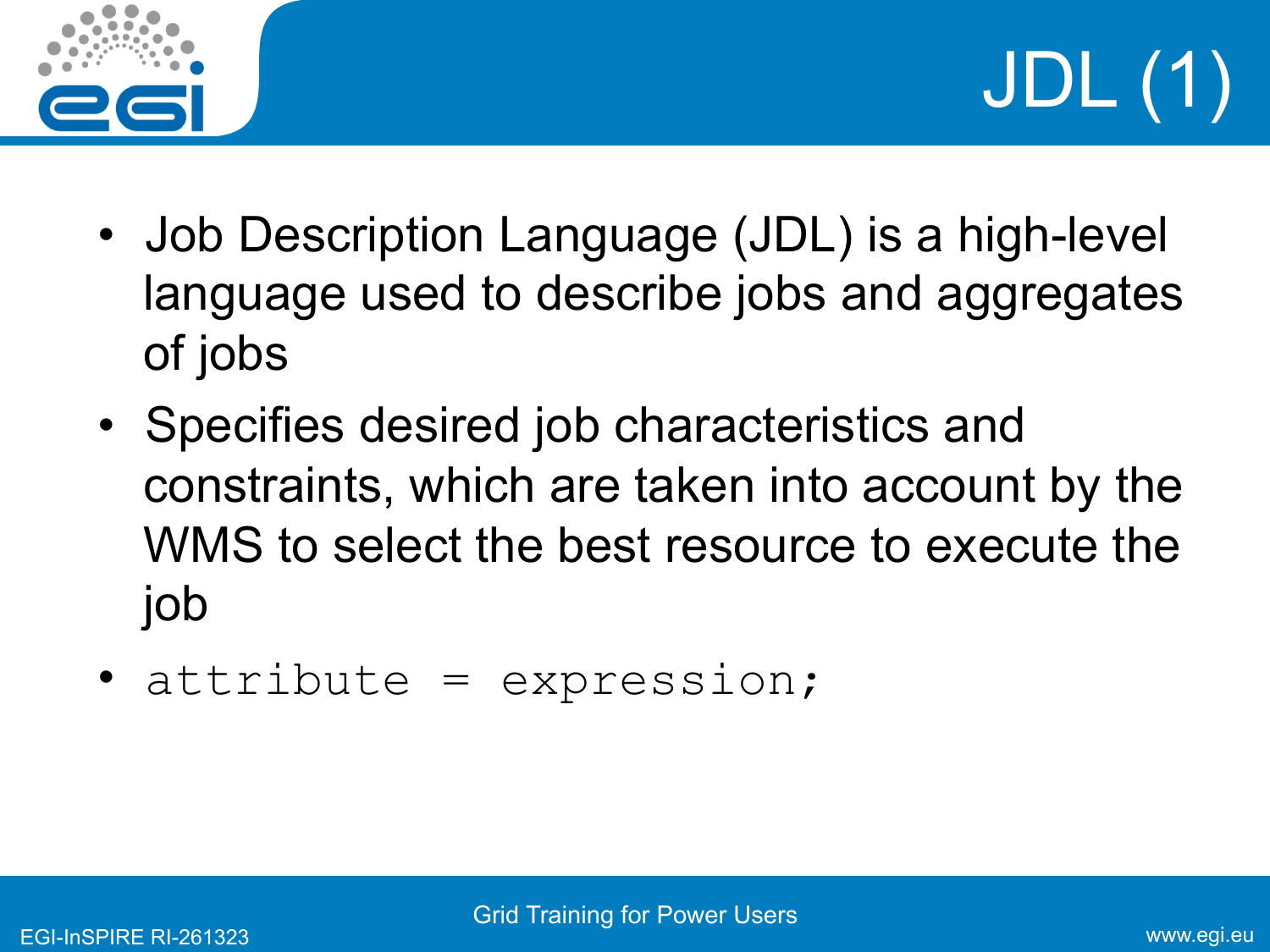# JDL (1)

- Job Description Language (JDL) is a high-level language used to describe jobs and aggregates of jobs
- Specifies desired job characteristics and constraints, which are taken into account by the WMS to select the best resource to execute the job
- `attribute = expression;`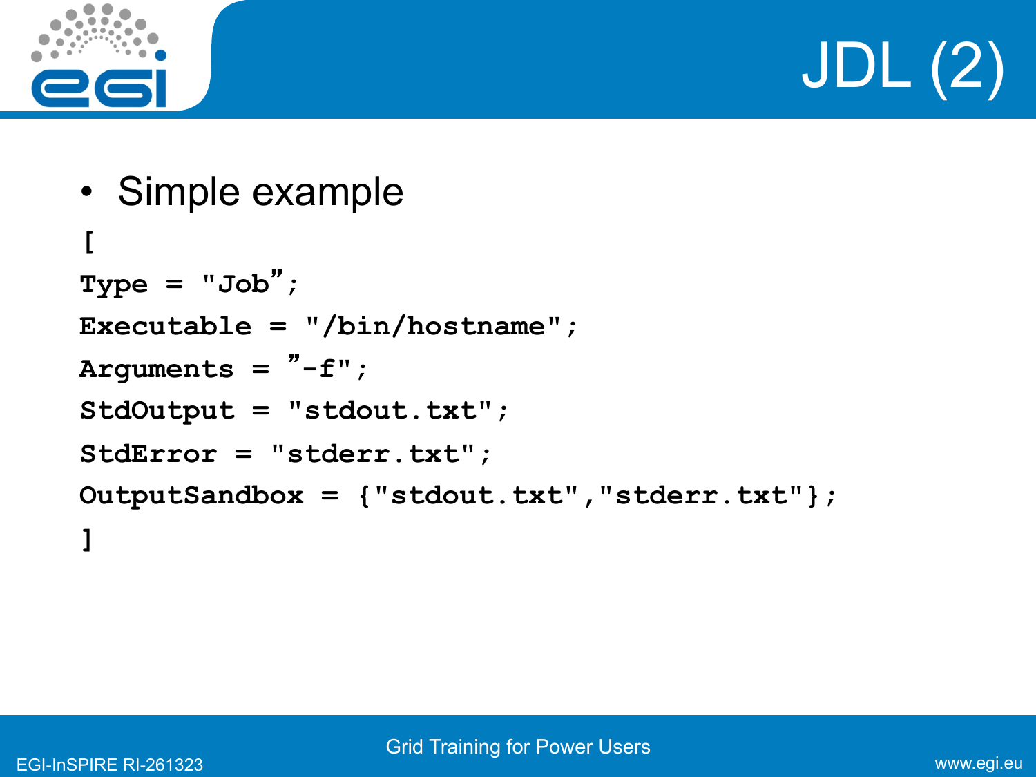# JDL (2)

- Simple example

```
[
Type = "Job”;
Executable = "/bin/hostname";
Arguments = ”-f";
StdOutput = "stdout.txt";
StdError = "stderr.txt";
OutputSandbox = {"stdout.txt","stderr.txt"};
]
```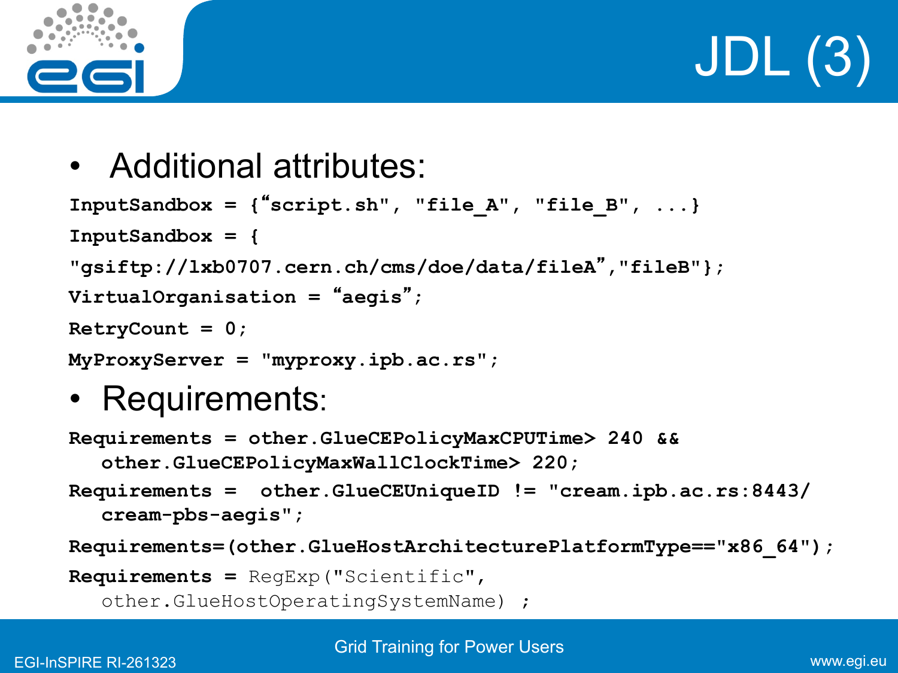# JDL (3)

- Additional attributes:

```
InputSandbox = {“script.sh", "file_A", "file_B", ...}
InputSandbox = {
"gsiftp://lxb0707.cern.ch/cms/doe/data/fileA”,"fileB"};
VirtualOrganisation = “aegis”;
RetryCount = 0;
MyProxyServer = "myproxy.ipb.ac.rs";
```

- Requirements:

```
Requirements = other.GlueCEPolicyMaxCPUTime> 240 &&
   other.GlueCEPolicyMaxWallClockTime> 220;
Requirements =  other.GlueCEUniqueID != "cream.ipb.ac.rs:8443/
   cream-pbs-aegis";
Requirements=(other.GlueHostArchitecturePlatformType=="x86_64");
Requirements = RegExp("Scientific",
   other.GlueHostOperatingSystemName) ;
```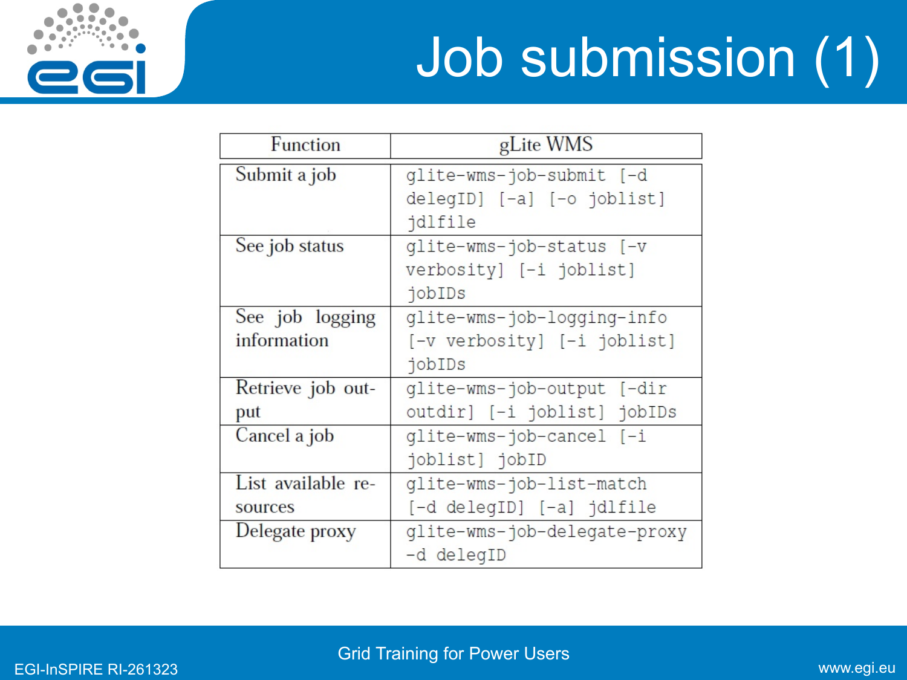# Job submission (1)

| Function | gLite WMS |
|---|---|
| Submit a job | `glite-wms-job-submit [-d delegID] [-a] [-o joblist] jdlfile` |
| See job status | `glite-wms-job-status [-v verbosity] [-i joblist] jobIDs` |
| See job logging information | `glite-wms-job-logging-info [-v verbosity] [-i joblist] jobIDs` |
| Retrieve job output | `glite-wms-job-output [-dir outdir] [-i joblist] jobIDs` |
| Cancel a job | `glite-wms-job-cancel [-i joblist] jobID` |
| List available resources | `glite-wms-job-list-match [-d delegID] [-a] jdlfile` |
| Delegate proxy | `glite-wms-job-delegate-proxy -d delegID` |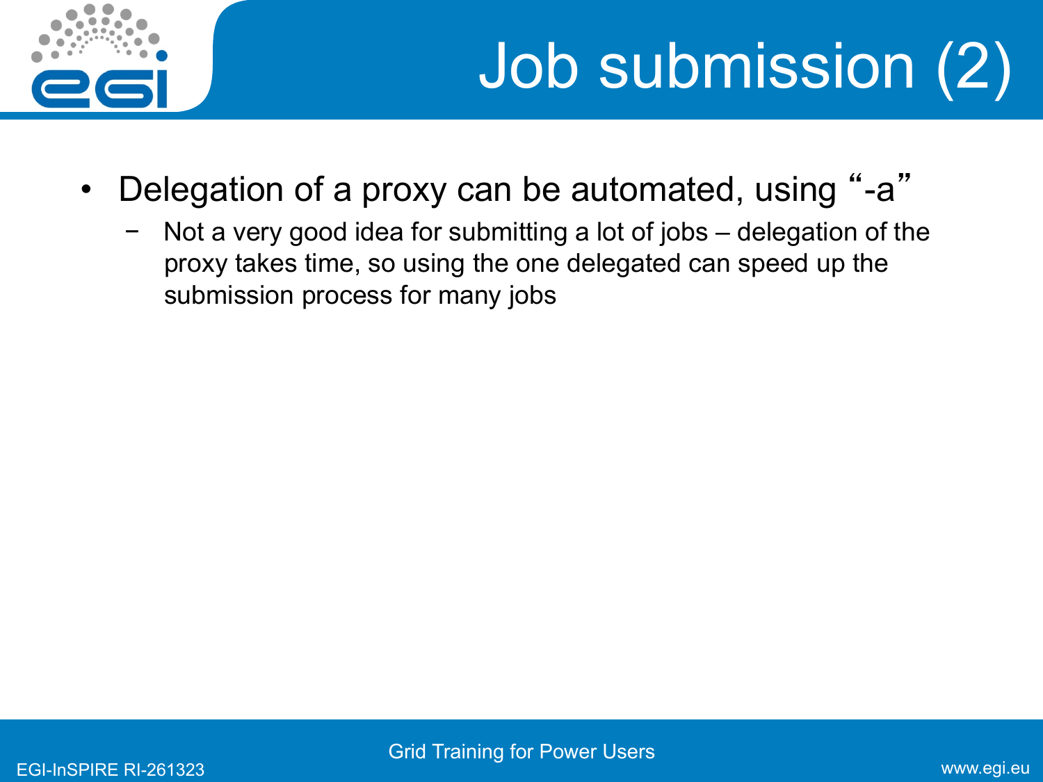# Job submission (2)

- Delegation of a proxy can be automated, using "-a"
  - Not a very good idea for submitting a lot of jobs – delegation of the proxy takes time, so using the one delegated can speed up the submission process for many jobs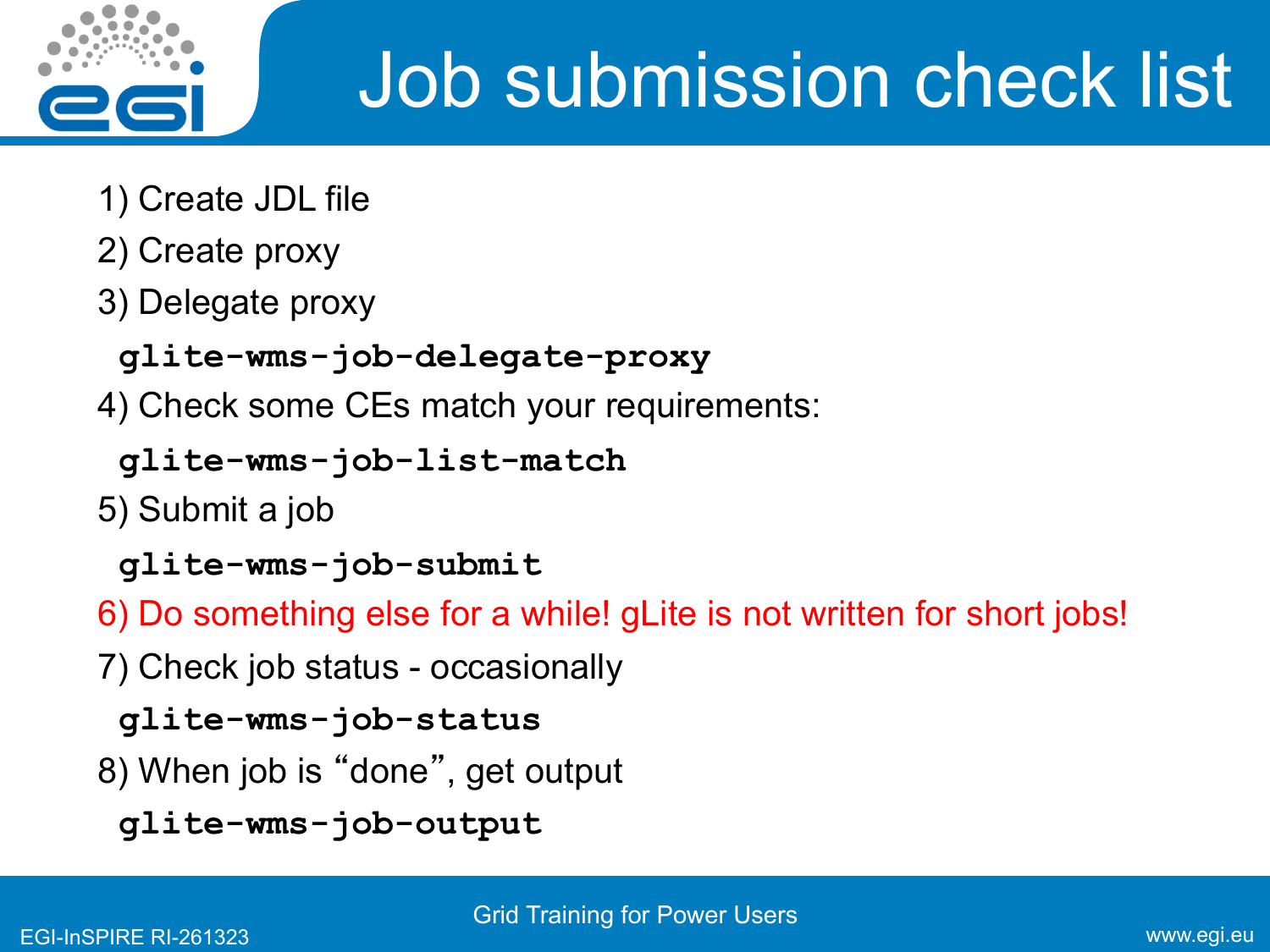# Job submission check list

1) Create JDL file

2) Create proxy

3) Delegate proxy

```
glite-wms-job-delegate-proxy
```

4) Check some CEs match your requirements:

```
glite-wms-job-list-match
```

5) Submit a job

```
glite-wms-job-submit
```

6) Do something else for a while! gLite is not written for short jobs!

7) Check job status - occasionally

```
glite-wms-job-status
```

8) When job is "done", get output

```
glite-wms-job-output
```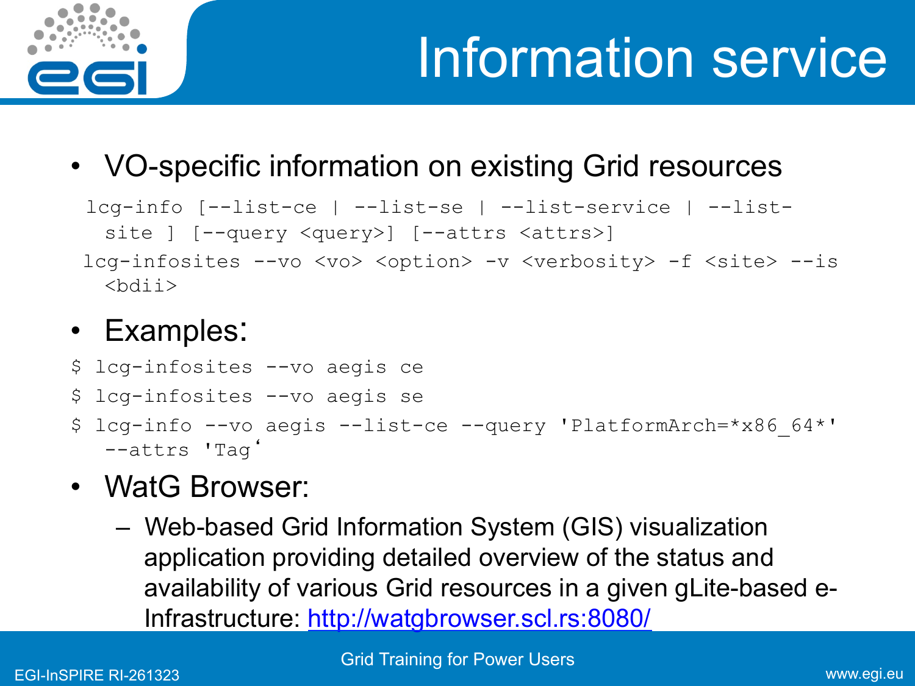# Information service

- VO-specific information on existing Grid resources

```
lcg-info [--list-ce | --list-se | --list-service | --list-site ] [--query <query>] [--attrs <attrs>]
lcg-infosites --vo <vo> <option> -v <verbosity> -f <site> --is <bdii>
```

- Examples:

```
$ lcg-infosites --vo aegis ce
$ lcg-infosites --vo aegis se
$ lcg-info --vo aegis --list-ce --query 'PlatformArch=*x86_64*' --attrs 'Tag‘
```

- WatG Browser:
  - Web-based Grid Information System (GIS) visualization application providing detailed overview of the status and availability of various Grid resources in a given gLite-based e-Infrastructure: http://watgbrowser.scl.rs:8080/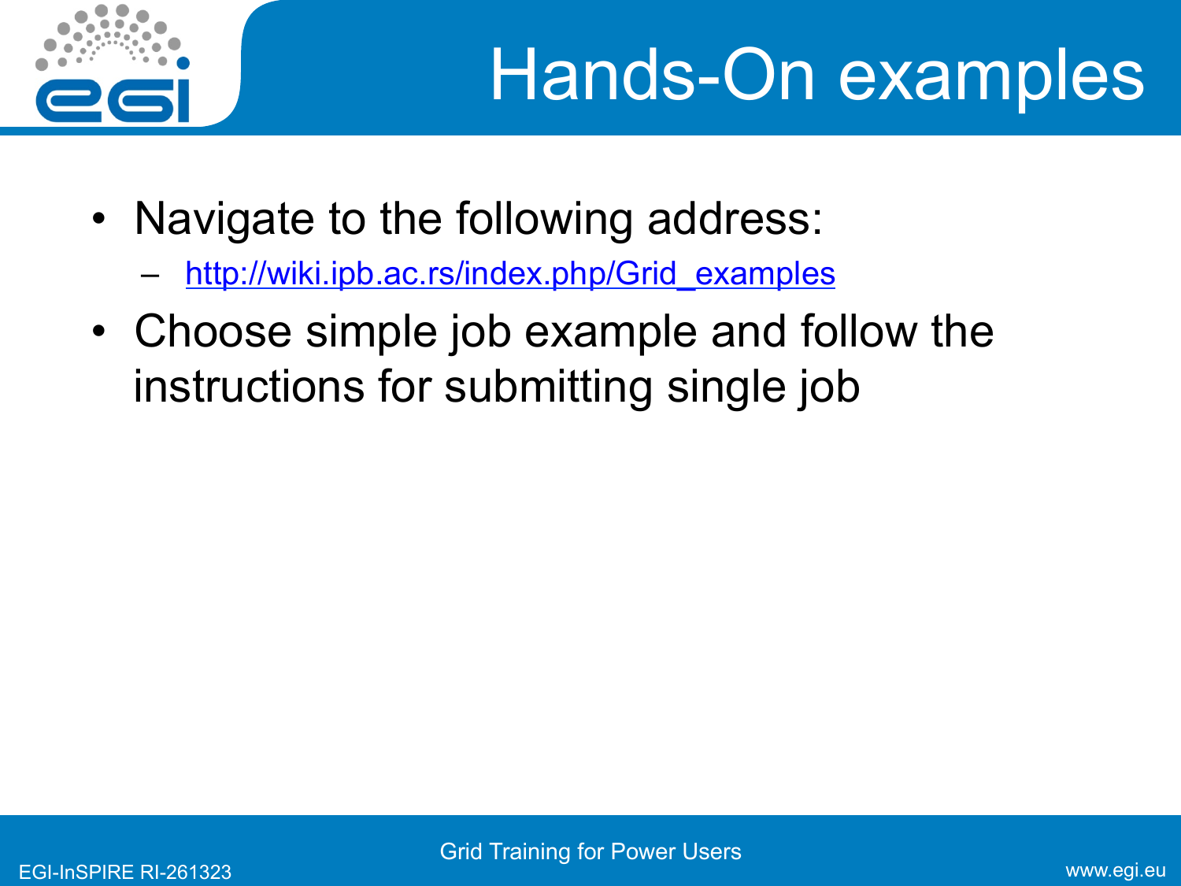# Hands-On examples

- Navigate to the following address:
  - http://wiki.ipb.ac.rs/index.php/Grid_examples
- Choose simple job example and follow the instructions for submitting single job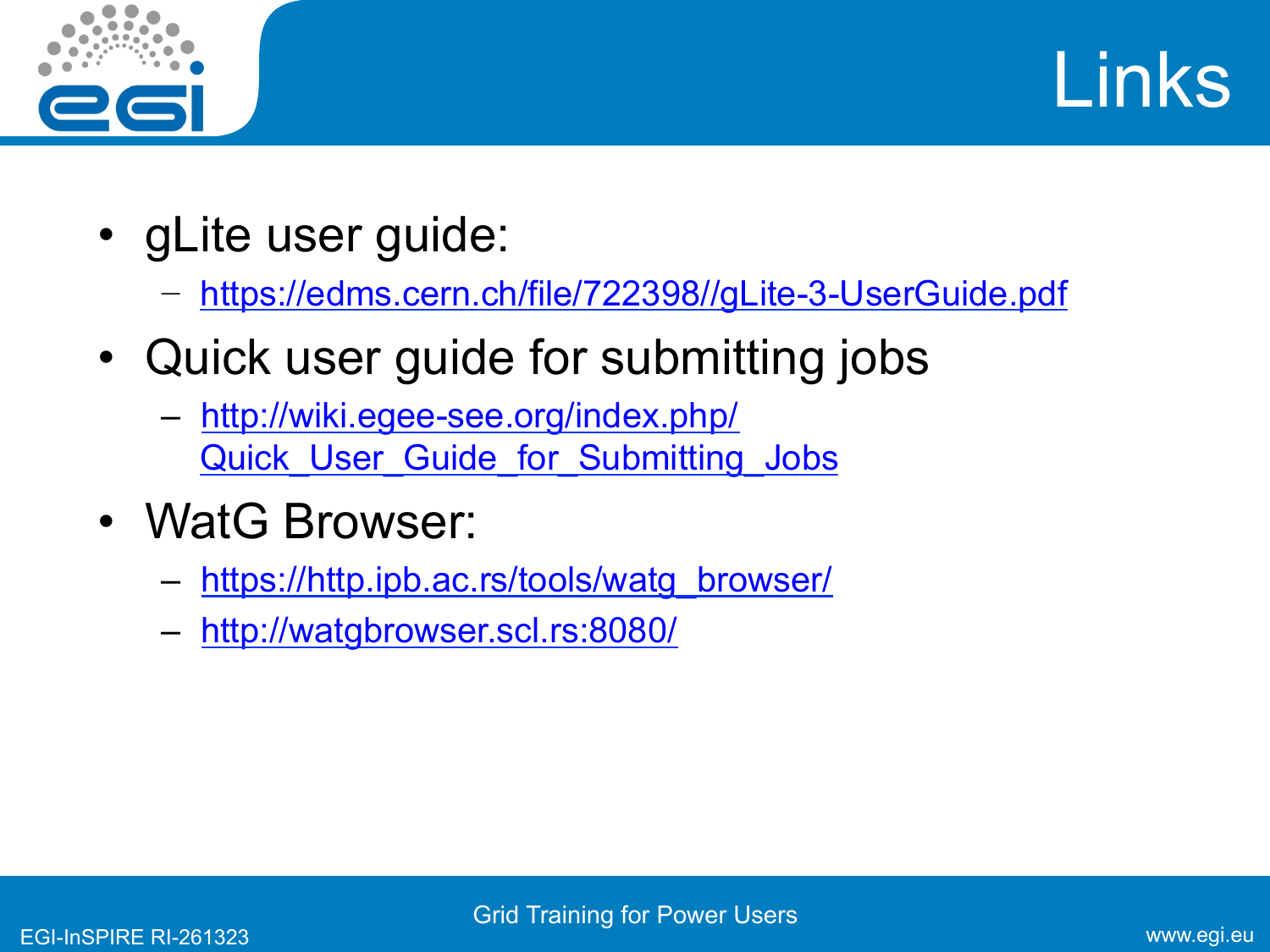# Links

- gLite user guide:
  - https://edms.cern.ch/file/722398//gLite-3-UserGuide.pdf
- Quick user guide for submitting jobs
  - http://wiki.egee-see.org/index.php/Quick_User_Guide_for_Submitting_Jobs
- WatG Browser:
  - https://http.ipb.ac.rs/tools/watg_browser/
  - http://watgbrowser.scl.rs:8080/